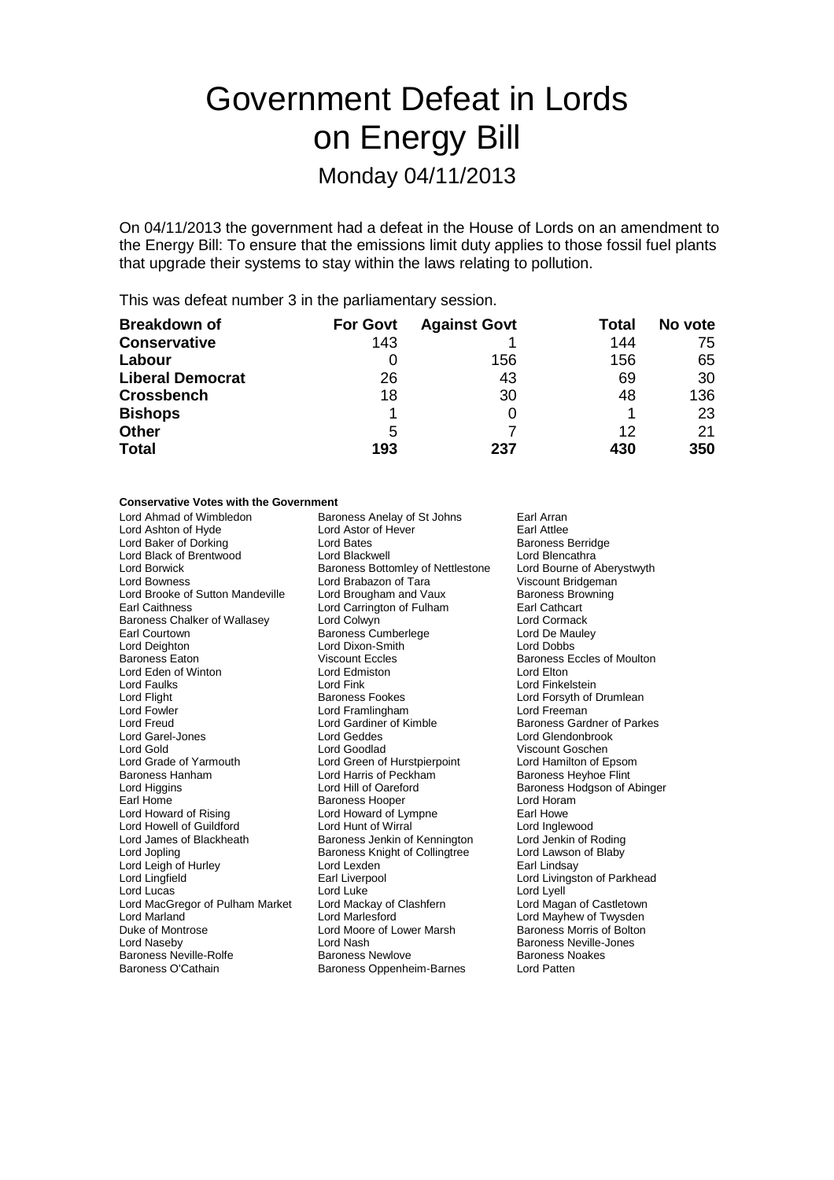# Government Defeat in Lords on Energy Bill

Monday 04/11/2013

On 04/11/2013 the government had a defeat in the House of Lords on an amendment to the Energy Bill: To ensure that the emissions limit duty applies to those fossil fuel plants that upgrade their systems to stay within the laws relating to pollution.

This was defeat number 3 in the parliamentary session.

| Breakdown of | For Govt | Against Govt | Total | No vote |
|---|---|---|---|---|
| **Conservative** | 143 | 1 | 144 | 75 |
| **Labour** | 0 | 156 | 156 | 65 |
| **Liberal Democrat** | 26 | 43 | 69 | 30 |
| **Crossbench** | 18 | 30 | 48 | 136 |
| **Bishops** | 1 | 0 | 1 | 23 |
| **Other** | 5 | 7 | 12 | 21 |
| **Total** | **193** | **237** | **430** | **350** |

**Conservative Votes with the Government**

| | | |
|---|---|---|
| Lord Ahmad of Wimbledon | Baroness Anelay of St Johns | Earl Arran |
| Lord Ashton of Hyde | Lord Astor of Hever | Earl Attlee |
| Lord Baker of Dorking | Lord Bates | Baroness Berridge |
| Lord Black of Brentwood | Lord Blackwell | Lord Blencathra |
| Lord Borwick | Baroness Bottomley of Nettlestone | Lord Bourne of Aberystwyth |
| Lord Bowness | Lord Brabazon of Tara | Viscount Bridgeman |
| Lord Brooke of Sutton Mandeville | Lord Brougham and Vaux | Baroness Browning |
| Earl Caithness | Lord Carrington of Fulham | Earl Cathcart |
| Baroness Chalker of Wallasey | Lord Colwyn | Lord Cormack |
| Earl Courtown | Baroness Cumberlege | Lord De Mauley |
| Lord Deighton | Lord Dixon-Smith | Lord Dobbs |
| Baroness Eaton | Viscount Eccles | Baroness Eccles of Moulton |
| Lord Eden of Winton | Lord Edmiston | Lord Elton |
| Lord Faulks | Lord Fink | Lord Finkelstein |
| Lord Flight | Baroness Fookes | Lord Forsyth of Drumlean |
| Lord Fowler | Lord Framlingham | Lord Freeman |
| Lord Freud | Lord Gardiner of Kimble | Baroness Gardner of Parkes |
| Lord Garel-Jones | Lord Geddes | Lord Glendonbrook |
| Lord Gold | Lord Goodlad | Viscount Goschen |
| Lord Grade of Yarmouth | Lord Green of Hurstpierpoint | Lord Hamilton of Epsom |
| Baroness Hanham | Lord Harris of Peckham | Baroness Heyhoe Flint |
| Lord Higgins | Lord Hill of Oareford | Baroness Hodgson of Abinger |
| Earl Home | Baroness Hooper | Lord Horam |
| Lord Howard of Rising | Lord Howard of Lympne | Earl Howe |
| Lord Howell of Guildford | Lord Hunt of Wirral | Lord Inglewood |
| Lord James of Blackheath | Baroness Jenkin of Kennington | Lord Jenkin of Roding |
| Lord Jopling | Baroness Knight of Collingtree | Lord Lawson of Blaby |
| Lord Leigh of Hurley | Lord Lexden | Earl Lindsay |
| Lord Lingfield | Earl Liverpool | Lord Livingston of Parkhead |
| Lord Lucas | Lord Luke | Lord Lyell |
| Lord MacGregor of Pulham Market | Lord Mackay of Clashfern | Lord Magan of Castletown |
| Lord Marland | Lord Marlesford | Lord Mayhew of Twysden |
| Duke of Montrose | Lord Moore of Lower Marsh | Baroness Morris of Bolton |
| Lord Naseby | Lord Nash | Baroness Neville-Jones |
| Baroness Neville-Rolfe | Baroness Newlove | Baroness Noakes |
| Baroness O'Cathain | Baroness Oppenheim-Barnes | Lord Patten |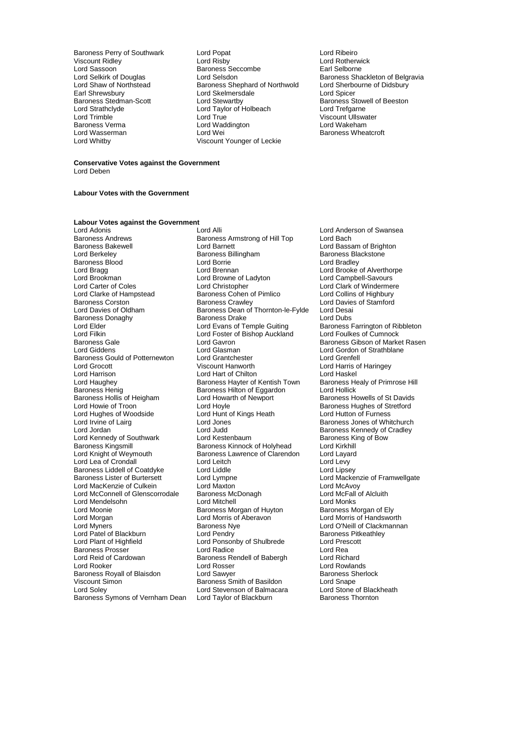Baroness Perry of Southwark
Lord Popat
Lord Ribeiro
Viscount Ridley
Lord Risby
Lord Rotherwick
Lord Sassoon
Baroness Seccombe
Earl Selborne
Lord Selkirk of Douglas
Lord Selsdon
Baroness Shackleton of Belgravia
Lord Shaw of Northstead
Baroness Shephard of Northwold
Lord Sherbourne of Didsbury
Earl Shrewsbury
Lord Skelmersdale
Lord Spicer
Baroness Stedman-Scott
Lord Stewartby
Baroness Stowell of Beeston
Lord Strathclyde
Lord Taylor of Holbeach
Lord Trefgarne
Lord Trimble
Lord True
Viscount Ullswater
Baroness Verma
Lord Waddington
Lord Wakeham
Lord Wasserman
Lord Wei
Baroness Wheatcroft
Lord Whitby
Viscount Younger of Leckie

**Conservative Votes against the Government**

Lord Deben

**Labour Votes with the Government**

**Labour Votes against the Government**

Lord Adonis
Lord Alli
Lord Anderson of Swansea
Baroness Andrews
Baroness Armstrong of Hill Top
Lord Bach
Baroness Bakewell
Lord Barnett
Lord Bassam of Brighton
Lord Berkeley
Baroness Billingham
Baroness Blackstone
Baroness Blood
Lord Borrie
Lord Bradley
Lord Bragg
Lord Brennan
Lord Brooke of Alverthorpe
Lord Brookman
Lord Browne of Ladyton
Lord Campbell-Savours
Lord Carter of Coles
Lord Christopher
Lord Clark of Windermere
Lord Clarke of Hampstead
Baroness Cohen of Pimlico
Lord Collins of Highbury
Baroness Corston
Baroness Crawley
Lord Davies of Stamford
Lord Davies of Oldham
Baroness Dean of Thornton-le-Fylde
Lord Desai
Baroness Donaghy
Baroness Drake
Lord Dubs
Lord Elder
Lord Evans of Temple Guiting
Baroness Farrington of Ribbleton
Lord Filkin
Lord Foster of Bishop Auckland
Lord Foulkes of Cumnock
Baroness Gale
Lord Gavron
Baroness Gibson of Market Rasen
Lord Giddens
Lord Glasman
Lord Gordon of Strathblane
Baroness Gould of Potternewton
Lord Grantchester
Lord Grenfell
Lord Grocott
Viscount Hanworth
Lord Harris of Haringey
Lord Harrison
Lord Hart of Chilton
Lord Haskel
Lord Haughey
Baroness Hayter of Kentish Town
Baroness Healy of Primrose Hill
Baroness Henig
Baroness Hilton of Eggardon
Lord Hollick
Baroness Hollis of Heigham
Lord Howarth of Newport
Baroness Howells of St Davids
Lord Howie of Troon
Lord Hoyle
Baroness Hughes of Stretford
Lord Hughes of Woodside
Lord Hunt of Kings Heath
Lord Hutton of Furness
Lord Irvine of Lairg
Lord Jones
Baroness Jones of Whitchurch
Lord Jordan
Lord Judd
Baroness Kennedy of Cradley
Lord Kennedy of Southwark
Lord Kestenbaum
Baroness King of Bow
Baroness Kingsmill
Baroness Kinnock of Holyhead
Lord Kirkhill
Lord Knight of Weymouth
Baroness Lawrence of Clarendon
Lord Layard
Lord Lea of Crondall
Lord Leitch
Lord Levy
Baroness Liddell of Coatdyke
Lord Liddle
Lord Lipsey
Baroness Lister of Burtersett
Lord Lympne
Lord Mackenzie of Framwellgate
Lord MacKenzie of Culkein
Lord Maxton
Lord McAvoy
Lord McConnell of Glenscorrodale
Baroness McDonagh
Lord McFall of Alcluith
Lord Mendelsohn
Lord Mitchell
Lord Monks
Lord Moonie
Baroness Morgan of Huyton
Baroness Morgan of Ely
Lord Morgan
Lord Morris of Aberavon
Lord Morris of Handsworth
Lord Myners
Baroness Nye
Lord O'Neill of Clackmannan
Lord Patel of Blackburn
Lord Pendry
Baroness Pitkeathley
Lord Plant of Highfield
Lord Ponsonby of Shulbrede
Lord Prescott
Baroness Prosser
Lord Radice
Lord Rea
Lord Reid of Cardowan
Baroness Rendell of Babergh
Lord Richard
Lord Rooker
Lord Rosser
Lord Rowlands
Baroness Royall of Blaisdon
Lord Sawyer
Baroness Sherlock
Viscount Simon
Baroness Smith of Basildon
Lord Snape
Lord Soley
Lord Stevenson of Balmacara
Lord Stone of Blackheath
Baroness Symons of Vernham Dean
Lord Taylor of Blackburn
Baroness Thornton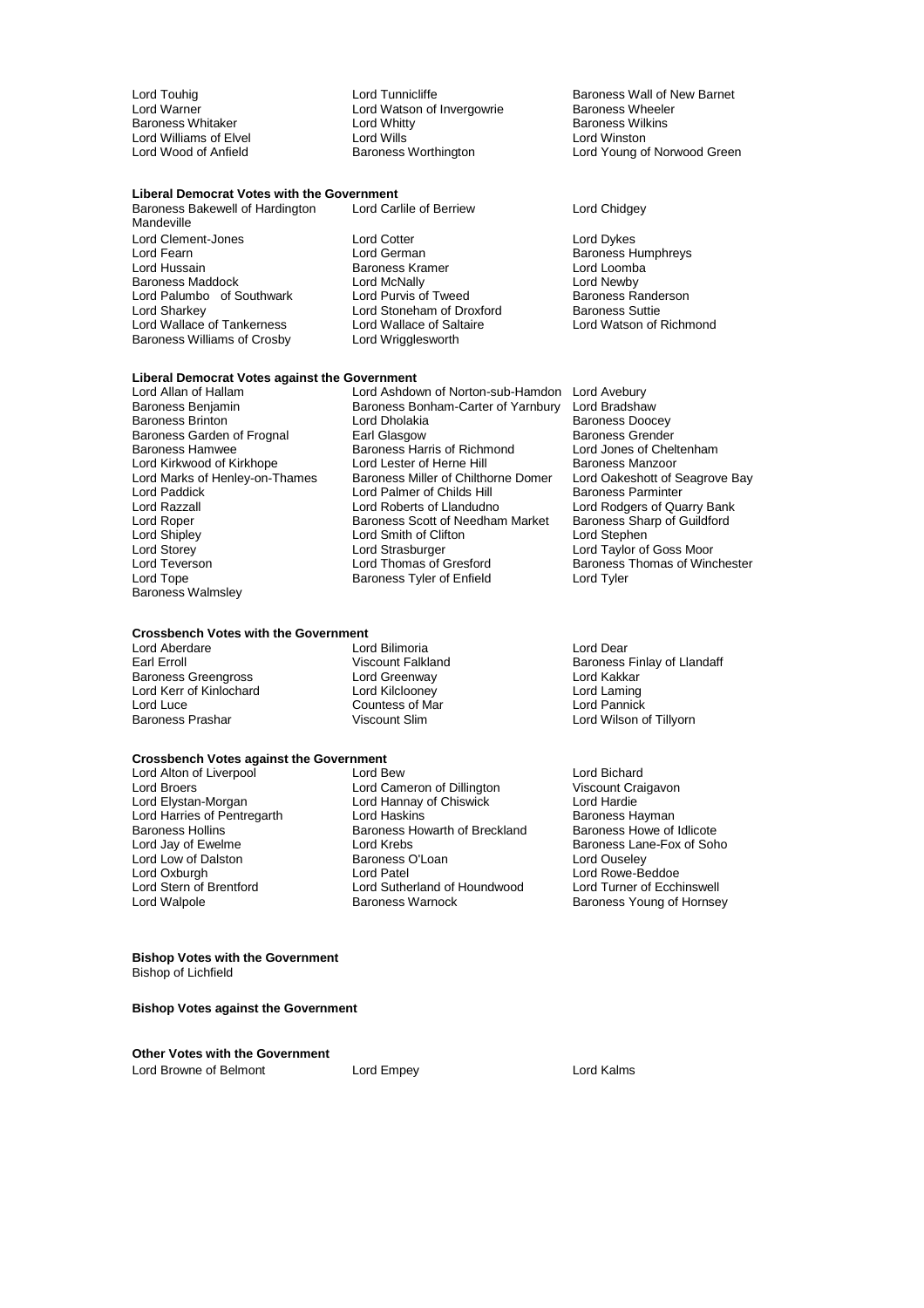Lord Touhig
Lord Tunnicliffe
Baroness Wall of New Barnet
Lord Warner
Lord Watson of Invergowrie
Baroness Wheeler
Baroness Whitaker
Lord Whitty
Baroness Wilkins
Lord Williams of Elvel
Lord Wills
Lord Winston
Lord Wood of Anfield
Baroness Worthington
Lord Young of Norwood Green

**Liberal Democrat Votes with the Government**

Baroness Bakewell of Hardington Mandeville
Lord Carlile of Berriew
Lord Chidgey
Lord Clement-Jones
Lord Cotter
Lord Dykes
Lord Fearn
Lord German
Baroness Humphreys
Lord Hussain
Baroness Kramer
Lord Loomba
Baroness Maddock
Lord McNally
Lord Newby
Lord Palumbo of Southwark
Lord Purvis of Tweed
Baroness Randerson
Lord Sharkey
Lord Stoneham of Droxford
Baroness Suttie
Lord Wallace of Tankerness
Lord Wallace of Saltaire
Lord Watson of Richmond
Baroness Williams of Crosby
Lord Wrigglesworth

**Liberal Democrat Votes against the Government**

Lord Allan of Hallam
Lord Ashdown of Norton-sub-Hamdon
Lord Avebury
Baroness Benjamin
Baroness Bonham-Carter of Yarnbury
Lord Bradshaw
Baroness Brinton
Lord Dholakia
Baroness Doocey
Baroness Garden of Frognal
Earl Glasgow
Baroness Grender
Baroness Hamwee
Baroness Harris of Richmond
Lord Jones of Cheltenham
Lord Kirkwood of Kirkhope
Lord Lester of Herne Hill
Baroness Manzoor
Lord Marks of Henley-on-Thames
Baroness Miller of Chilthorne Domer
Lord Oakeshott of Seagrove Bay
Lord Paddick
Lord Palmer of Childs Hill
Baroness Parminter
Lord Razzall
Lord Roberts of Llandudno
Lord Rodgers of Quarry Bank
Lord Roper
Baroness Scott of Needham Market
Baroness Sharp of Guildford
Lord Shipley
Lord Smith of Clifton
Lord Stephen
Lord Storey
Lord Strasburger
Lord Taylor of Goss Moor
Lord Teverson
Lord Thomas of Gresford
Baroness Thomas of Winchester
Lord Tope
Baroness Tyler of Enfield
Lord Tyler
Baroness Walmsley

**Crossbench Votes with the Government**

Lord Aberdare
Lord Bilimoria
Lord Dear
Earl Erroll
Viscount Falkland
Baroness Finlay of Llandaff
Baroness Greengross
Lord Greenway
Lord Kakkar
Lord Kerr of Kinlochard
Lord Kilclooney
Lord Laming
Lord Luce
Countess of Mar
Lord Pannick
Baroness Prashar
Viscount Slim
Lord Wilson of Tillyorn

**Crossbench Votes against the Government**

Lord Alton of Liverpool
Lord Bew
Lord Bichard
Lord Broers
Lord Cameron of Dillington
Viscount Craigavon
Lord Elystan-Morgan
Lord Hannay of Chiswick
Lord Hardie
Lord Harries of Pentregarth
Lord Haskins
Baroness Hayman
Baroness Hollins
Baroness Howarth of Breckland
Baroness Howe of Idlicote
Lord Jay of Ewelme
Lord Krebs
Baroness Lane-Fox of Soho
Lord Low of Dalston
Baroness O'Loan
Lord Ouseley
Lord Oxburgh
Lord Patel
Lord Rowe-Beddoe
Lord Stern of Brentford
Lord Sutherland of Houndwood
Lord Turner of Ecchinswell
Lord Walpole
Baroness Warnock
Baroness Young of Hornsey

**Bishop Votes with the Government**

Bishop of Lichfield

**Bishop Votes against the Government**

**Other Votes with the Government**

Lord Browne of Belmont
Lord Empey
Lord Kalms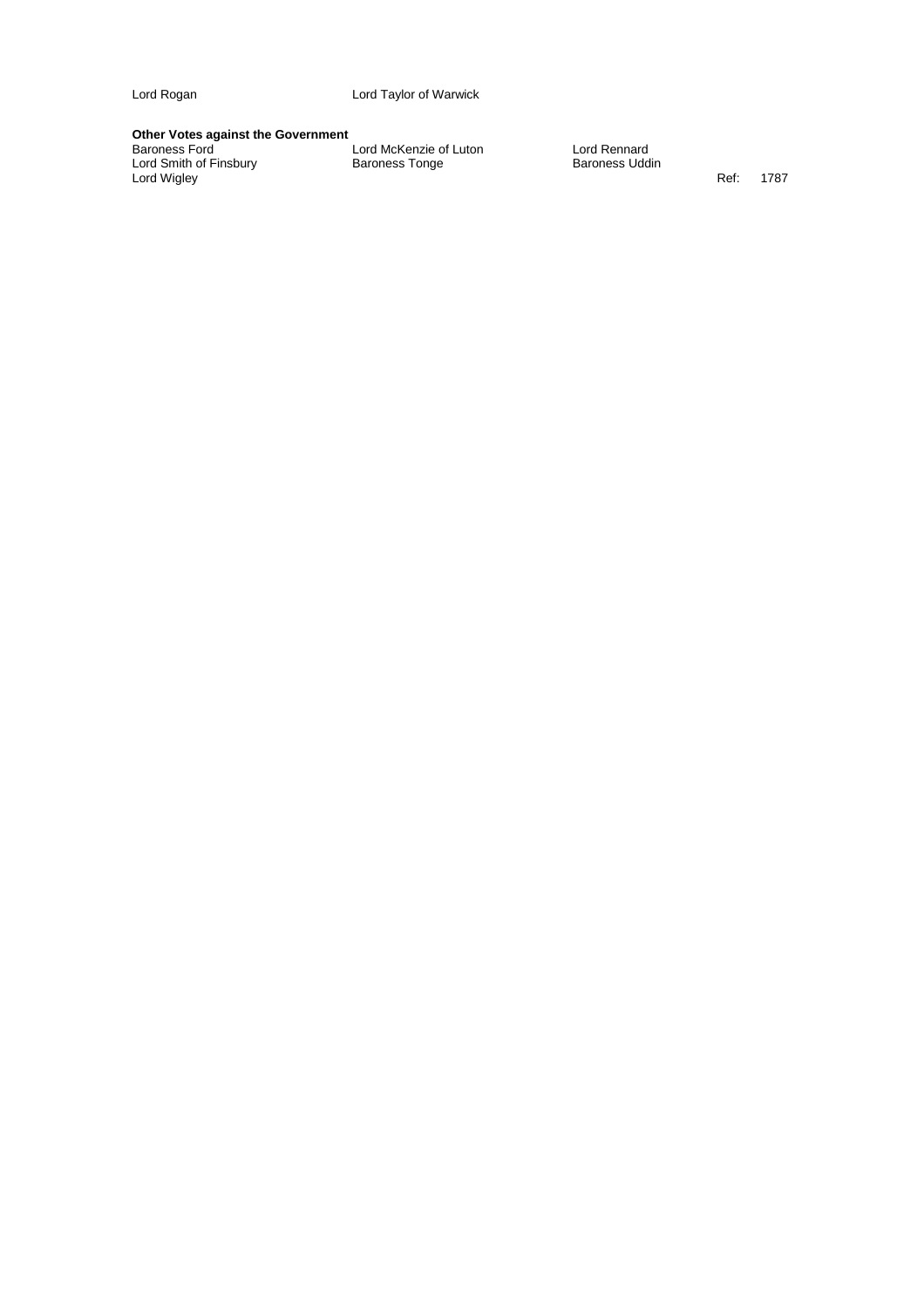| | |
|---|---|
| Lord Rogan | Lord Taylor of Warwick |

**Other Votes against the Government**

| | | |
|---|---|---|
| Baroness Ford | Lord McKenzie of Luton | Lord Rennard |
| Lord Smith of Finsbury | Baroness Tonge | Baroness Uddin |
| Lord Wigley | | |

Ref: 1787